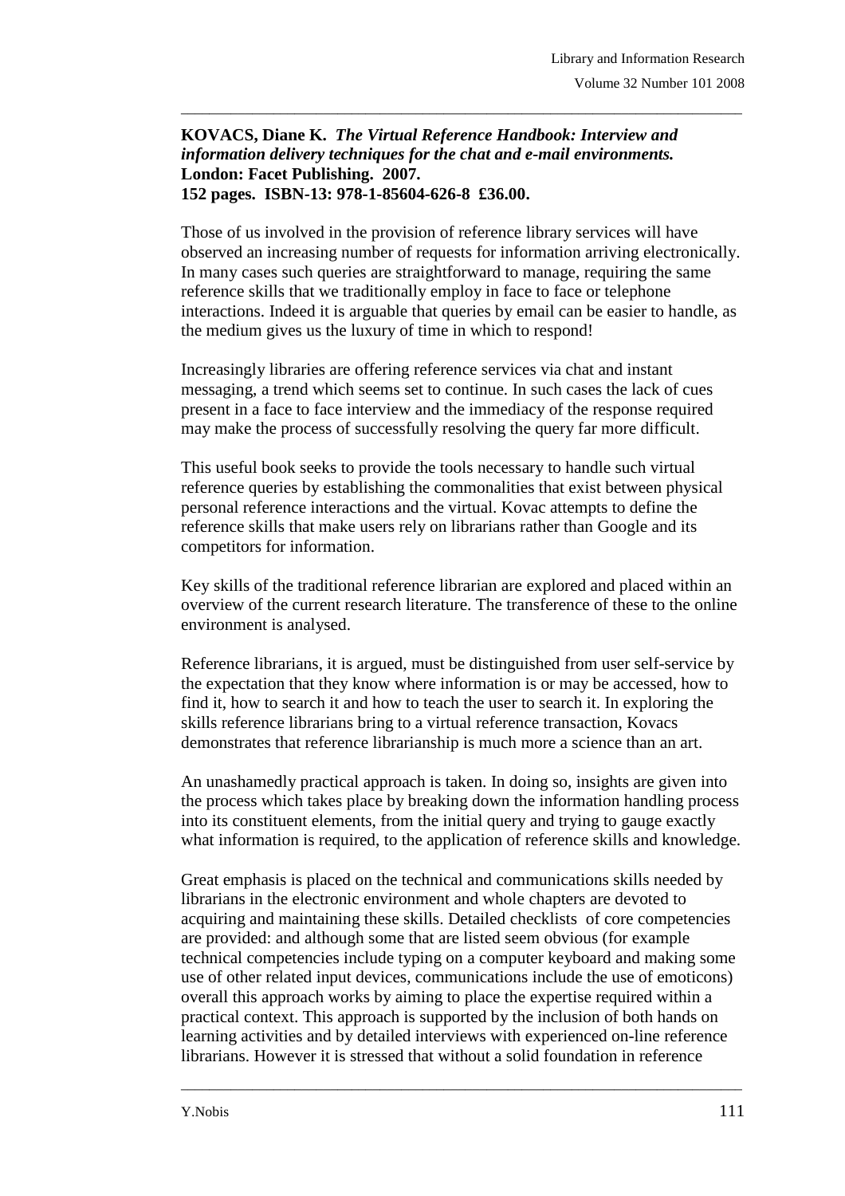**KOVACS, Diane K. *The Virtual Reference Handbook: Interview and information delivery techniques for the chat and e-mail environments.* London: Facet Publishing. 2007. 152 pages. ISBN-13: 978-1-85604-626-8 £36.00.**

Those of us involved in the provision of reference library services will have observed an increasing number of requests for information arriving electronically. In many cases such queries are straightforward to manage, requiring the same reference skills that we traditionally employ in face to face or telephone interactions. Indeed it is arguable that queries by email can be easier to handle, as the medium gives us the luxury of time in which to respond!

Increasingly libraries are offering reference services via chat and instant messaging, a trend which seems set to continue. In such cases the lack of cues present in a face to face interview and the immediacy of the response required may make the process of successfully resolving the query far more difficult.

This useful book seeks to provide the tools necessary to handle such virtual reference queries by establishing the commonalities that exist between physical personal reference interactions and the virtual. Kovac attempts to define the reference skills that make users rely on librarians rather than Google and its competitors for information.

Key skills of the traditional reference librarian are explored and placed within an overview of the current research literature. The transference of these to the online environment is analysed.

Reference librarians, it is argued, must be distinguished from user self-service by the expectation that they know where information is or may be accessed, how to find it, how to search it and how to teach the user to search it. In exploring the skills reference librarians bring to a virtual reference transaction, Kovacs demonstrates that reference librarianship is much more a science than an art.

An unashamedly practical approach is taken. In doing so, insights are given into the process which takes place by breaking down the information handling process into its constituent elements, from the initial query and trying to gauge exactly what information is required, to the application of reference skills and knowledge.

Great emphasis is placed on the technical and communications skills needed by librarians in the electronic environment and whole chapters are devoted to acquiring and maintaining these skills. Detailed checklists of core competencies are provided: and although some that are listed seem obvious (for example technical competencies include typing on a computer keyboard and making some use of other related input devices, communications include the use of emoticons) overall this approach works by aiming to place the expertise required within a practical context. This approach is supported by the inclusion of both hands on learning activities and by detailed interviews with experienced on-line reference librarians. However it is stressed that without a solid foundation in reference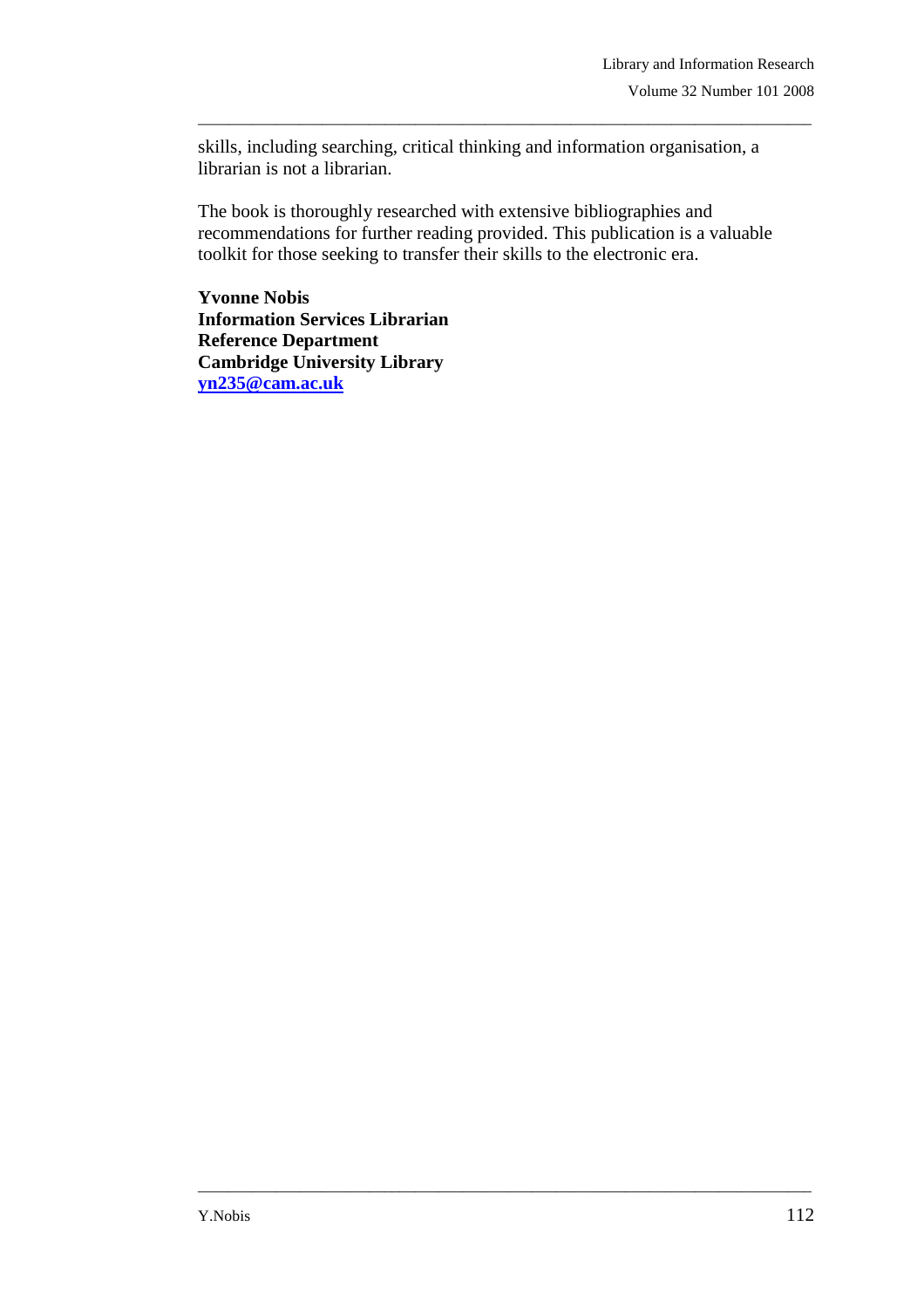skills, including searching, critical thinking and information organisation, a librarian is not a librarian.

The book is thoroughly researched with extensive bibliographies and recommendations for further reading provided. This publication is a valuable toolkit for those seeking to transfer their skills to the electronic era.

**Yvonne Nobis**
**Information Services Librarian**
**Reference Department**
**Cambridge University Library**
**yn235@cam.ac.uk**